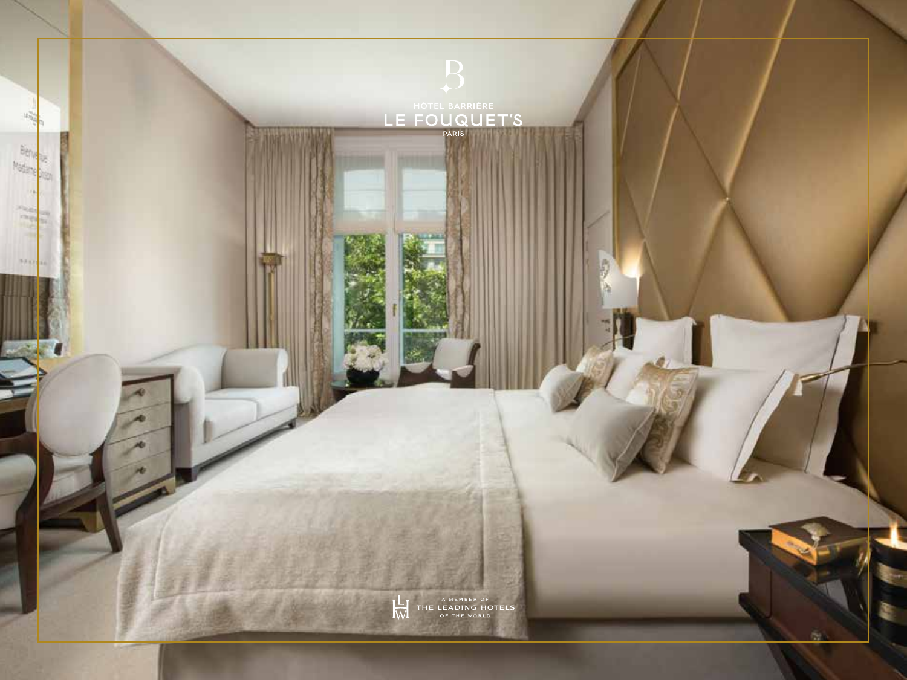HÔTEL BARRIÈRE

# LE FOUQUET'S

PARIS

A MEMBER OF THE LEADING HOTELS OF THE WORLD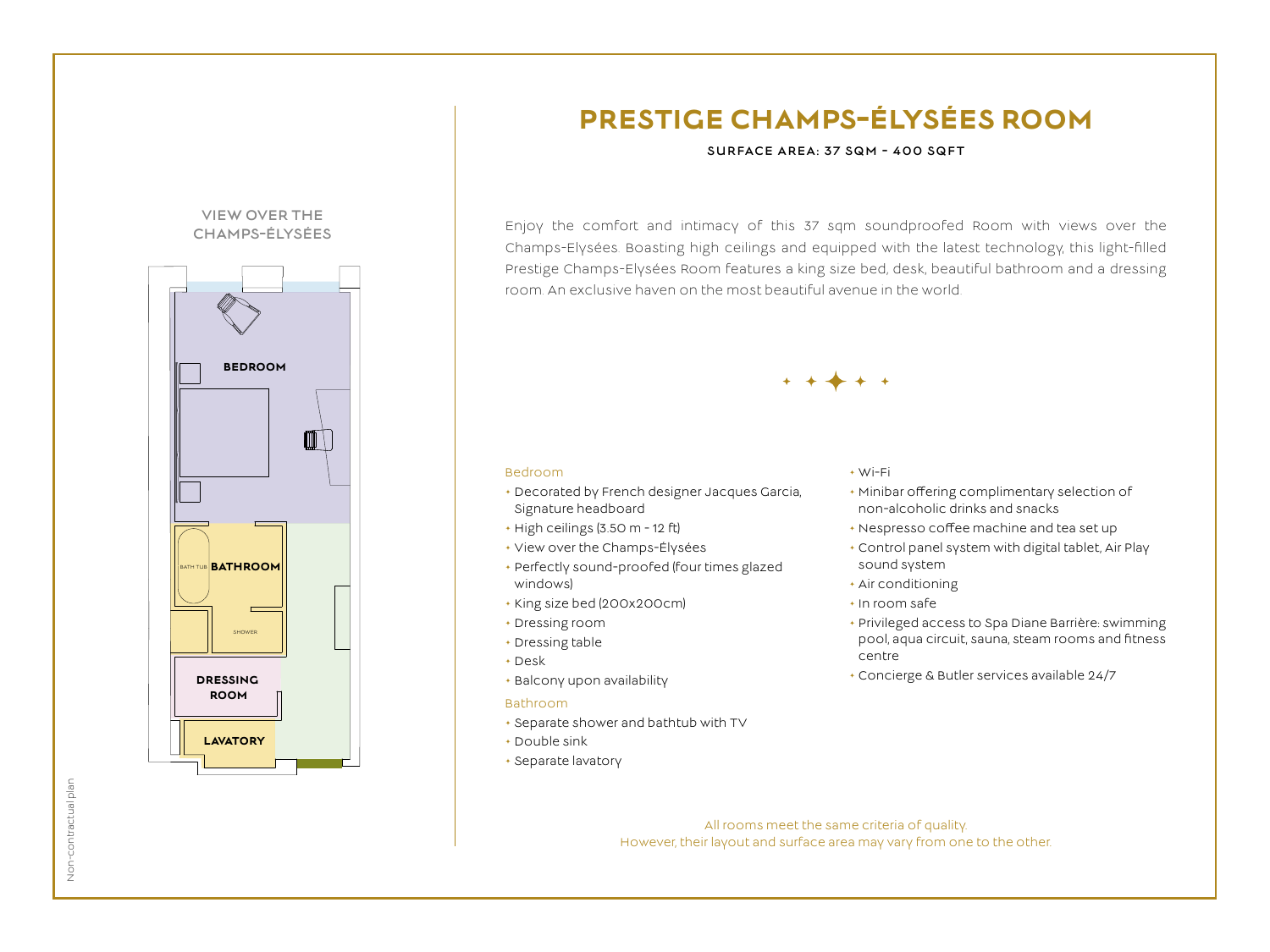VIEW OVER THE CHAMPS-ÉLYSÉES

BEDROOM

BATH TUB BATHROOM

SHOWER

DRESSING ROOM

LAVATORY

Non-contractual plan

# PRESTIGE CHAMPS-ÉLYSÉES ROOM

**SURFACE AREA: 37 SQM - 400 SQFT**

Enjoy the comfort and intimacy of this 37 sqm soundproofed Room with views over the Champs-Elysées. Boasting high ceilings and equipped with the latest technology, this light-filled Prestige Champs-Elysées Room features a king size bed, desk, beautiful bathroom and a dressing room. An exclusive haven on the most beautiful avenue in the world.

Bedroom

- Decorated by French designer Jacques Garcia, Signature headboard
- High ceilings (3.50 m - 12 ft)
- View over the Champs-Élysées
- Perfectly sound-proofed (four times glazed windows)
- King size bed (200x200cm)
- Dressing room
- Dressing table
- Desk
- Balcony upon availability

Bathroom

- Separate shower and bathtub with TV
- Double sink
- Separate lavatory

- Wi-Fi
- Minibar offering complimentary selection of non-alcoholic drinks and snacks
- Nespresso coffee machine and tea set up
- Control panel system with digital tablet, Air Play sound system
- Air conditioning
- In room safe
- Privileged access to Spa Diane Barrière: swimming pool, aqua circuit, sauna, steam rooms and fitness centre
- Concierge & Butler services available 24/7

All rooms meet the same criteria of quality.
However, their layout and surface area may vary from one to the other.